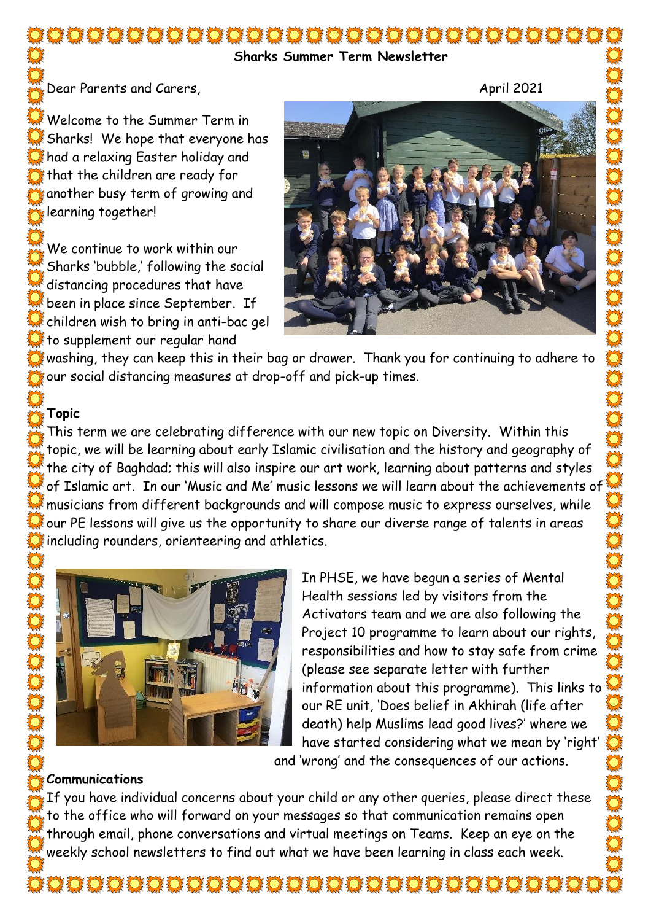# Sharks Summer Term Newsletter

Dear Parents and Carers,

April 2021

Welcome to the Summer Term in Sharks! We hope that everyone has had a relaxing Easter holiday and that the children are ready for another busy term of growing and learning together!

We continue to work within our Sharks 'bubble,' following the social distancing procedures that have been in place since September. If children wish to bring in anti-bac gel to supplement our regular hand washing, they can keep this in their bag or drawer. Thank you for continuing to adhere to our social distancing measures at drop-off and pick-up times.

**Topic**

This term we are celebrating difference with our new topic on Diversity. Within this topic, we will be learning about early Islamic civilisation and the history and geography of the city of Baghdad; this will also inspire our art work, learning about patterns and styles of Islamic art. In our 'Music and Me' music lessons we will learn about the achievements of musicians from different backgrounds and will compose music to express ourselves, while our PE lessons will give us the opportunity to share our diverse range of talents in areas including rounders, orienteering and athletics.

In PHSE, we have begun a series of Mental Health sessions led by visitors from the Activators team and we are also following the Project 10 programme to learn about our rights, responsibilities and how to stay safe from crime (please see separate letter with further information about this programme). This links to our RE unit, 'Does belief in Akhirah (life after death) help Muslims lead good lives?' where we have started considering what we mean by 'right' and 'wrong' and the consequences of our actions.

**Communications**

If you have individual concerns about your child or any other queries, please direct these to the office who will forward on your messages so that communication remains open through email, phone conversations and virtual meetings on Teams. Keep an eye on the weekly school newsletters to find out what we have been learning in class each week.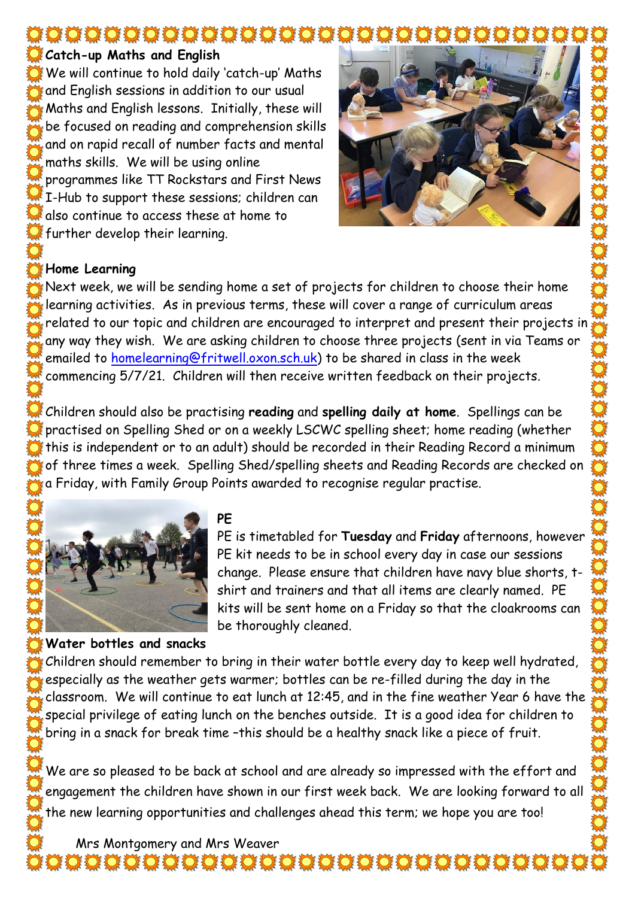### Catch-up Maths and English

We will continue to hold daily 'catch-up' Maths and English sessions in addition to our usual Maths and English lessons. Initially, these will be focused on reading and comprehension skills and on rapid recall of number facts and mental maths skills. We will be using online programmes like TT Rockstars and First News I-Hub to support these sessions; children can also continue to access these at home to further develop their learning.

### Home Learning

Next week, we will be sending home a set of projects for children to choose their home learning activities. As in previous terms, these will cover a range of curriculum areas related to our topic and children are encouraged to interpret and present their projects in any way they wish. We are asking children to choose three projects (sent in via Teams or emailed to homelearning@fritwell.oxon.sch.uk) to be shared in class in the week commencing 5/7/21. Children will then receive written feedback on their projects.

Children should also be practising **reading** and **spelling daily at home**. Spellings can be practised on Spelling Shed or on a weekly LSCWC spelling sheet; home reading (whether this is independent or to an adult) should be recorded in their Reading Record a minimum of three times a week. Spelling Shed/spelling sheets and Reading Records are checked on a Friday, with Family Group Points awarded to recognise regular practise.

### PE

PE is timetabled for **Tuesday** and **Friday** afternoons, however PE kit needs to be in school every day in case our sessions change. Please ensure that children have navy blue shorts, t-shirt and trainers and that all items are clearly named. PE kits will be sent home on a Friday so that the cloakrooms can be thoroughly cleaned.

### Water bottles and snacks

Children should remember to bring in their water bottle every day to keep well hydrated, especially as the weather gets warmer; bottles can be re-filled during the day in the classroom. We will continue to eat lunch at 12:45, and in the fine weather Year 6 have the special privilege of eating lunch on the benches outside. It is a good idea for children to bring in a snack for break time –this should be a healthy snack like a piece of fruit.

We are so pleased to be back at school and are already so impressed with the effort and engagement the children have shown in our first week back. We are looking forward to all the new learning opportunities and challenges ahead this term; we hope you are too!

Mrs Montgomery and Mrs Weaver